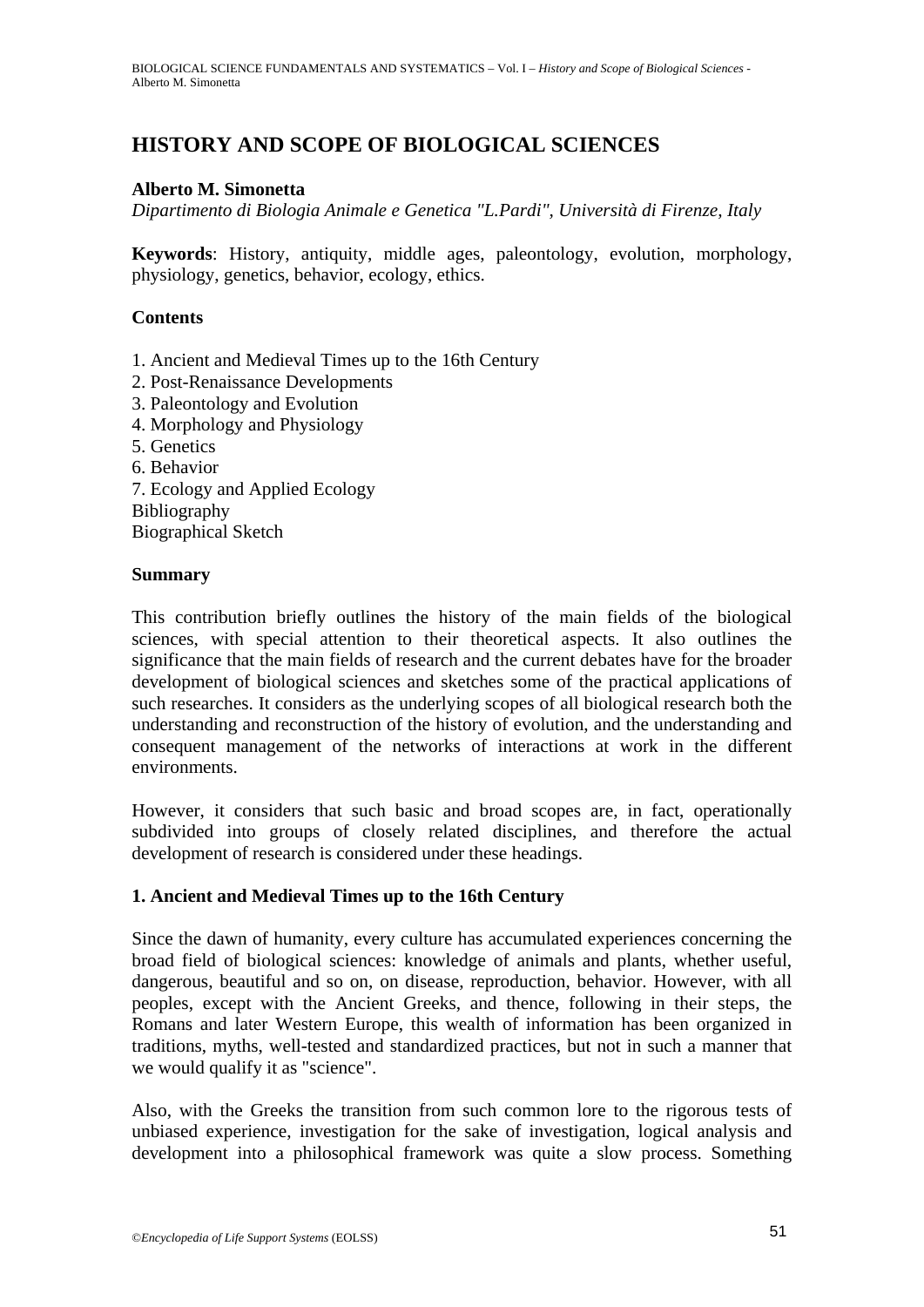# HISTORY AND SCOPE OF BIOLOGICAL SCIENCES

**Alberto M. Simonetta**
*Dipartimento di Biologia Animale e Genetica "L.Pardi", Università di Firenze, Italy*

**Keywords**: History, antiquity, middle ages, paleontology, evolution, morphology, physiology, genetics, behavior, ecology, ethics.

**Contents**

1. Ancient and Medieval Times up to the 16th Century
2. Post-Renaissance Developments
3. Paleontology and Evolution
4. Morphology and Physiology
5. Genetics
6. Behavior
7. Ecology and Applied Ecology

Bibliography
Biographical Sketch

**Summary**

This contribution briefly outlines the history of the main fields of the biological sciences, with special attention to their theoretical aspects. It also outlines the significance that the main fields of research and the current debates have for the broader development of biological sciences and sketches some of the practical applications of such researches. It considers as the underlying scopes of all biological research both the understanding and reconstruction of the history of evolution, and the understanding and consequent management of the networks of interactions at work in the different environments.

However, it considers that such basic and broad scopes are, in fact, operationally subdivided into groups of closely related disciplines, and therefore the actual development of research is considered under these headings.

## 1. Ancient and Medieval Times up to the 16th Century

Since the dawn of humanity, every culture has accumulated experiences concerning the broad field of biological sciences: knowledge of animals and plants, whether useful, dangerous, beautiful and so on, on disease, reproduction, behavior. However, with all peoples, except with the Ancient Greeks, and thence, following in their steps, the Romans and later Western Europe, this wealth of information has been organized in traditions, myths, well-tested and standardized practices, but not in such a manner that we would qualify it as "science".

Also, with the Greeks the transition from such common lore to the rigorous tests of unbiased experience, investigation for the sake of investigation, logical analysis and development into a philosophical framework was quite a slow process. Something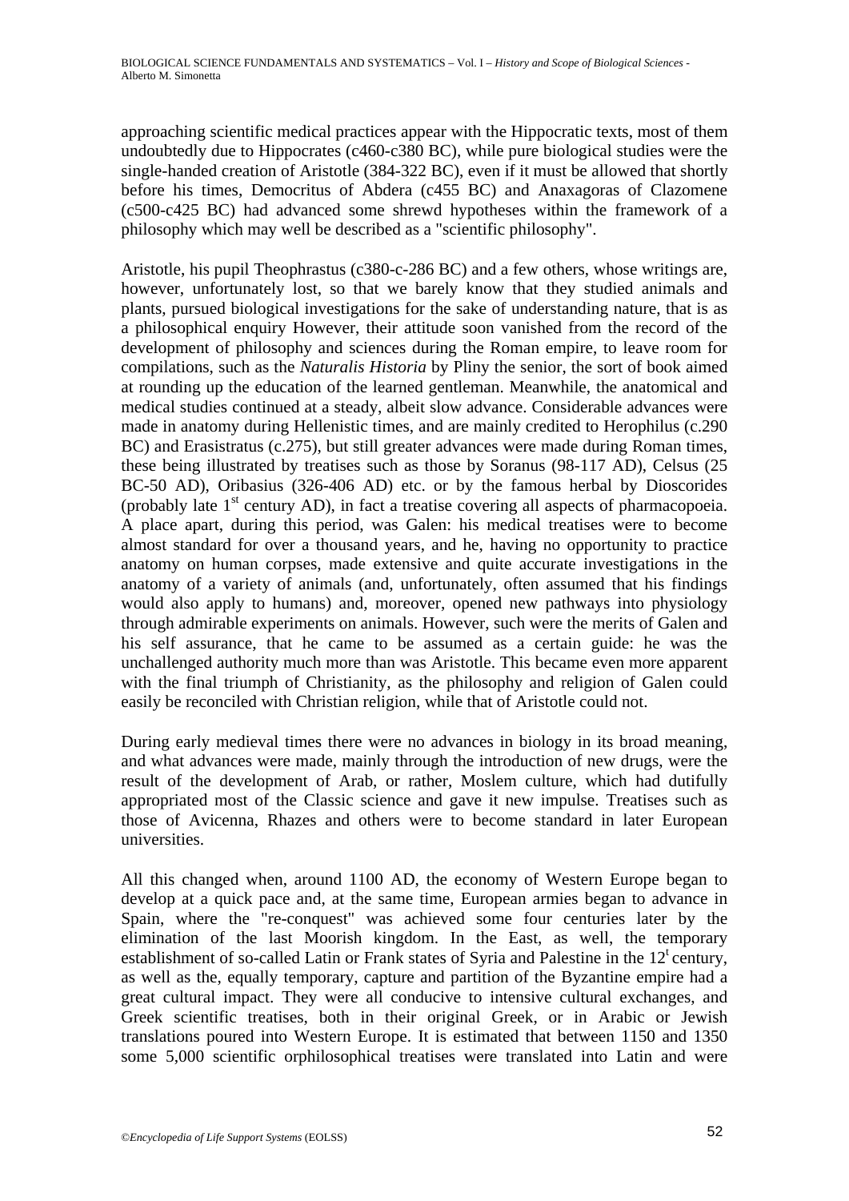approaching scientific medical practices appear with the Hippocratic texts, most of them undoubtedly due to Hippocrates (c460-c380 BC), while pure biological studies were the single-handed creation of Aristotle (384-322 BC), even if it must be allowed that shortly before his times, Democritus of Abdera (c455 BC) and Anaxagoras of Clazomene (c500-c425 BC) had advanced some shrewd hypotheses within the framework of a philosophy which may well be described as a "scientific philosophy".

Aristotle, his pupil Theophrastus (c380-c-286 BC) and a few others, whose writings are, however, unfortunately lost, so that we barely know that they studied animals and plants, pursued biological investigations for the sake of understanding nature, that is as a philosophical enquiry However, their attitude soon vanished from the record of the development of philosophy and sciences during the Roman empire, to leave room for compilations, such as the *Naturalis Historia* by Pliny the senior, the sort of book aimed at rounding up the education of the learned gentleman. Meanwhile, the anatomical and medical studies continued at a steady, albeit slow advance. Considerable advances were made in anatomy during Hellenistic times, and are mainly credited to Herophilus (c.290 BC) and Erasistratus (c.275), but still greater advances were made during Roman times, these being illustrated by treatises such as those by Soranus (98-117 AD), Celsus (25 BC-50 AD), Oribasius (326-406 AD) etc. or by the famous herbal by Dioscorides (probably late 1st century AD), in fact a treatise covering all aspects of pharmacopoeia. A place apart, during this period, was Galen: his medical treatises were to become almost standard for over a thousand years, and he, having no opportunity to practice anatomy on human corpses, made extensive and quite accurate investigations in the anatomy of a variety of animals (and, unfortunately, often assumed that his findings would also apply to humans) and, moreover, opened new pathways into physiology through admirable experiments on animals. However, such were the merits of Galen and his self assurance, that he came to be assumed as a certain guide: he was the unchallenged authority much more than was Aristotle. This became even more apparent with the final triumph of Christianity, as the philosophy and religion of Galen could easily be reconciled with Christian religion, while that of Aristotle could not.

During early medieval times there were no advances in biology in its broad meaning, and what advances were made, mainly through the introduction of new drugs, were the result of the development of Arab, or rather, Moslem culture, which had dutifully appropriated most of the Classic science and gave it new impulse. Treatises such as those of Avicenna, Rhazes and others were to become standard in later European universities.

All this changed when, around 1100 AD, the economy of Western Europe began to develop at a quick pace and, at the same time, European armies began to advance in Spain, where the "re-conquest" was achieved some four centuries later by the elimination of the last Moorish kingdom. In the East, as well, the temporary establishment of so-called Latin or Frank states of Syria and Palestine in the 12t century, as well as the, equally temporary, capture and partition of the Byzantine empire had a great cultural impact. They were all conducive to intensive cultural exchanges, and Greek scientific treatises, both in their original Greek, or in Arabic or Jewish translations poured into Western Europe. It is estimated that between 1150 and 1350 some 5,000 scientific orphilosophical treatises were translated into Latin and were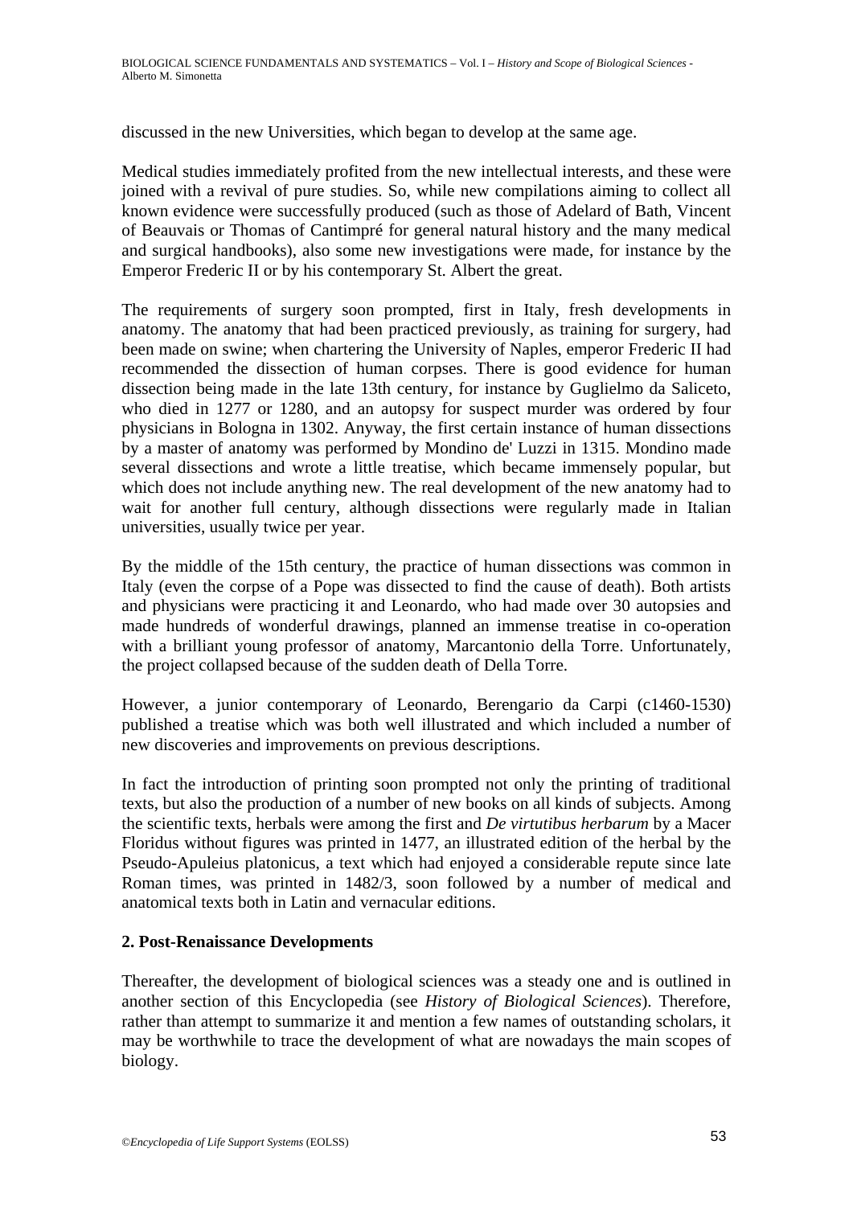discussed in the new Universities, which began to develop at the same age.

Medical studies immediately profited from the new intellectual interests, and these were joined with a revival of pure studies. So, while new compilations aiming to collect all known evidence were successfully produced (such as those of Adelard of Bath, Vincent of Beauvais or Thomas of Cantimpré for general natural history and the many medical and surgical handbooks), also some new investigations were made, for instance by the Emperor Frederic II or by his contemporary St. Albert the great.

The requirements of surgery soon prompted, first in Italy, fresh developments in anatomy. The anatomy that had been practiced previously, as training for surgery, had been made on swine; when chartering the University of Naples, emperor Frederic II had recommended the dissection of human corpses. There is good evidence for human dissection being made in the late 13th century, for instance by Guglielmo da Saliceto, who died in 1277 or 1280, and an autopsy for suspect murder was ordered by four physicians in Bologna in 1302. Anyway, the first certain instance of human dissections by a master of anatomy was performed by Mondino de' Luzzi in 1315. Mondino made several dissections and wrote a little treatise, which became immensely popular, but which does not include anything new. The real development of the new anatomy had to wait for another full century, although dissections were regularly made in Italian universities, usually twice per year.

By the middle of the 15th century, the practice of human dissections was common in Italy (even the corpse of a Pope was dissected to find the cause of death). Both artists and physicians were practicing it and Leonardo, who had made over 30 autopsies and made hundreds of wonderful drawings, planned an immense treatise in co-operation with a brilliant young professor of anatomy, Marcantonio della Torre. Unfortunately, the project collapsed because of the sudden death of Della Torre.

However, a junior contemporary of Leonardo, Berengario da Carpi (c1460-1530) published a treatise which was both well illustrated and which included a number of new discoveries and improvements on previous descriptions.

In fact the introduction of printing soon prompted not only the printing of traditional texts, but also the production of a number of new books on all kinds of subjects. Among the scientific texts, herbals were among the first and *De virtutibus herbarum* by a Macer Floridus without figures was printed in 1477, an illustrated edition of the herbal by the Pseudo-Apuleius platonicus, a text which had enjoyed a considerable repute since late Roman times, was printed in 1482/3, soon followed by a number of medical and anatomical texts both in Latin and vernacular editions.

## 2. Post-Renaissance Developments

Thereafter, the development of biological sciences was a steady one and is outlined in another section of this Encyclopedia (see *History of Biological Sciences*). Therefore, rather than attempt to summarize it and mention a few names of outstanding scholars, it may be worthwhile to trace the development of what are nowadays the main scopes of biology.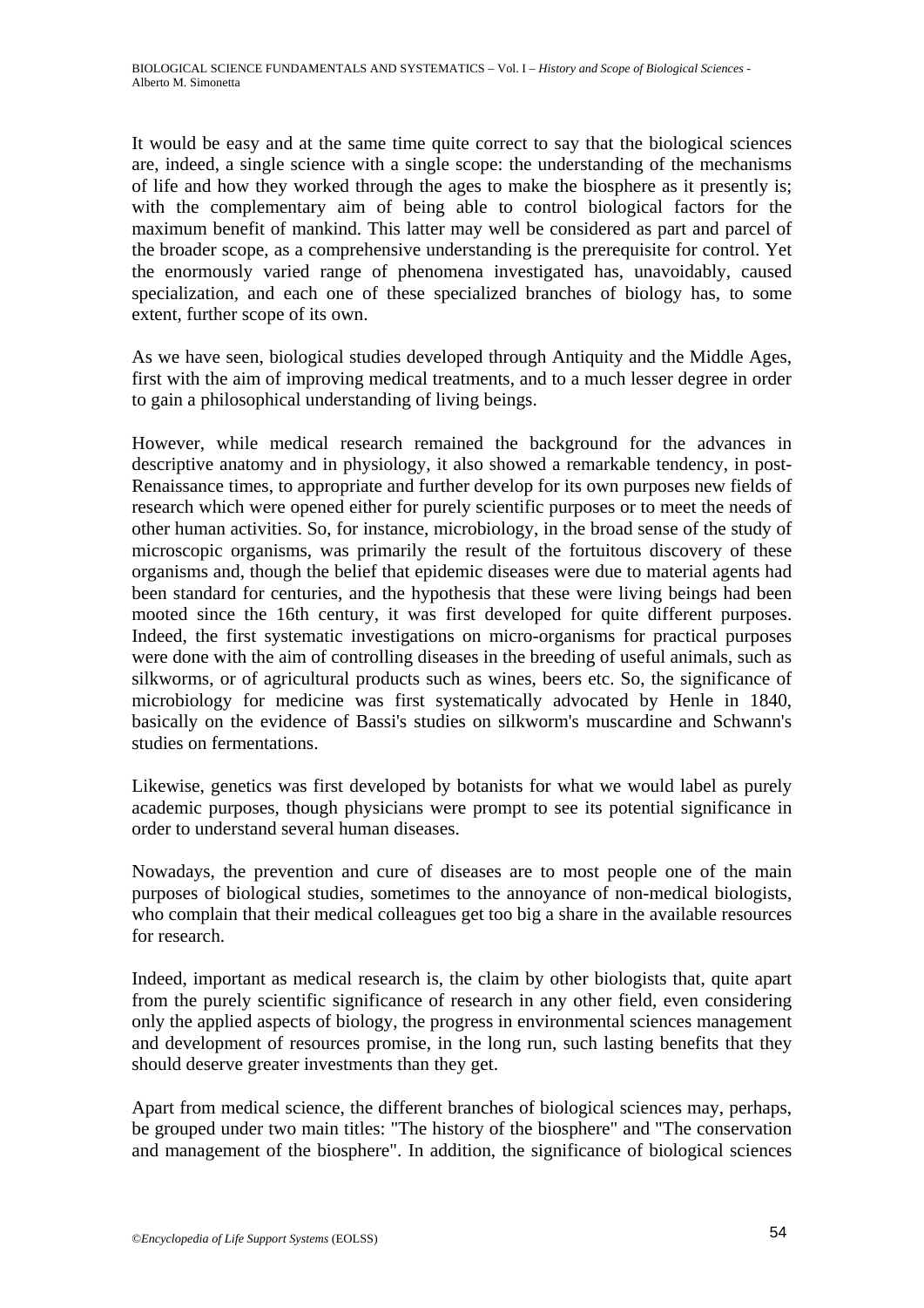It would be easy and at the same time quite correct to say that the biological sciences are, indeed, a single science with a single scope: the understanding of the mechanisms of life and how they worked through the ages to make the biosphere as it presently is; with the complementary aim of being able to control biological factors for the maximum benefit of mankind. This latter may well be considered as part and parcel of the broader scope, as a comprehensive understanding is the prerequisite for control. Yet the enormously varied range of phenomena investigated has, unavoidably, caused specialization, and each one of these specialized branches of biology has, to some extent, further scope of its own.

As we have seen, biological studies developed through Antiquity and the Middle Ages, first with the aim of improving medical treatments, and to a much lesser degree in order to gain a philosophical understanding of living beings.

However, while medical research remained the background for the advances in descriptive anatomy and in physiology, it also showed a remarkable tendency, in post-Renaissance times, to appropriate and further develop for its own purposes new fields of research which were opened either for purely scientific purposes or to meet the needs of other human activities. So, for instance, microbiology, in the broad sense of the study of microscopic organisms, was primarily the result of the fortuitous discovery of these organisms and, though the belief that epidemic diseases were due to material agents had been standard for centuries, and the hypothesis that these were living beings had been mooted since the 16th century, it was first developed for quite different purposes. Indeed, the first systematic investigations on micro-organisms for practical purposes were done with the aim of controlling diseases in the breeding of useful animals, such as silkworms, or of agricultural products such as wines, beers etc. So, the significance of microbiology for medicine was first systematically advocated by Henle in 1840, basically on the evidence of Bassi's studies on silkworm's muscardine and Schwann's studies on fermentations.

Likewise, genetics was first developed by botanists for what we would label as purely academic purposes, though physicians were prompt to see its potential significance in order to understand several human diseases.

Nowadays, the prevention and cure of diseases are to most people one of the main purposes of biological studies, sometimes to the annoyance of non-medical biologists, who complain that their medical colleagues get too big a share in the available resources for research.

Indeed, important as medical research is, the claim by other biologists that, quite apart from the purely scientific significance of research in any other field, even considering only the applied aspects of biology, the progress in environmental sciences management and development of resources promise, in the long run, such lasting benefits that they should deserve greater investments than they get.

Apart from medical science, the different branches of biological sciences may, perhaps, be grouped under two main titles: "The history of the biosphere" and "The conservation and management of the biosphere". In addition, the significance of biological sciences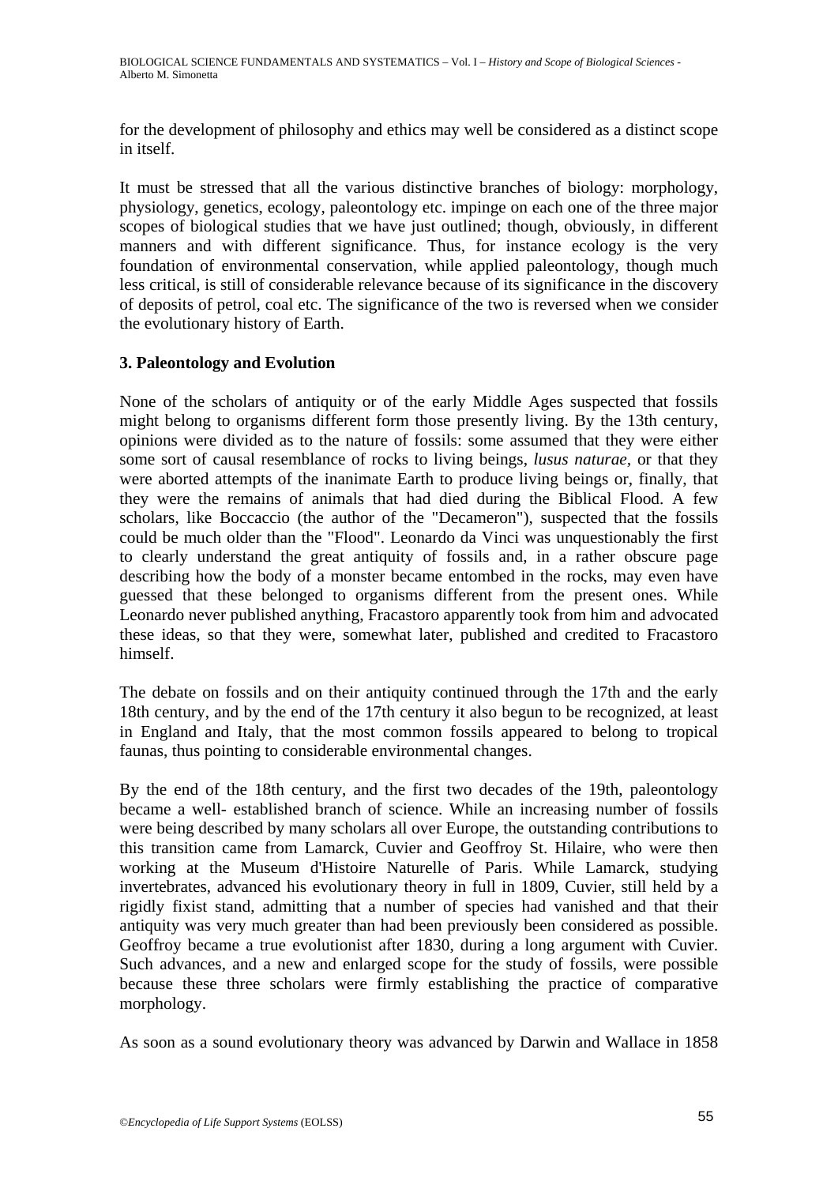for the development of philosophy and ethics may well be considered as a distinct scope in itself.

It must be stressed that all the various distinctive branches of biology: morphology, physiology, genetics, ecology, paleontology etc. impinge on each one of the three major scopes of biological studies that we have just outlined; though, obviously, in different manners and with different significance. Thus, for instance ecology is the very foundation of environmental conservation, while applied paleontology, though much less critical, is still of considerable relevance because of its significance in the discovery of deposits of petrol, coal etc. The significance of the two is reversed when we consider the evolutionary history of Earth.

### 3. Paleontology and Evolution

None of the scholars of antiquity or of the early Middle Ages suspected that fossils might belong to organisms different form those presently living. By the 13th century, opinions were divided as to the nature of fossils: some assumed that they were either some sort of causal resemblance of rocks to living beings, *lusus naturae*, or that they were aborted attempts of the inanimate Earth to produce living beings or, finally, that they were the remains of animals that had died during the Biblical Flood. A few scholars, like Boccaccio (the author of the "Decameron"), suspected that the fossils could be much older than the "Flood". Leonardo da Vinci was unquestionably the first to clearly understand the great antiquity of fossils and, in a rather obscure page describing how the body of a monster became entombed in the rocks, may even have guessed that these belonged to organisms different from the present ones. While Leonardo never published anything, Fracastoro apparently took from him and advocated these ideas, so that they were, somewhat later, published and credited to Fracastoro himself.

The debate on fossils and on their antiquity continued through the 17th and the early 18th century, and by the end of the 17th century it also begun to be recognized, at least in England and Italy, that the most common fossils appeared to belong to tropical faunas, thus pointing to considerable environmental changes.

By the end of the 18th century, and the first two decades of the 19th, paleontology became a well- established branch of science. While an increasing number of fossils were being described by many scholars all over Europe, the outstanding contributions to this transition came from Lamarck, Cuvier and Geoffroy St. Hilaire, who were then working at the Museum d'Histoire Naturelle of Paris. While Lamarck, studying invertebrates, advanced his evolutionary theory in full in 1809, Cuvier, still held by a rigidly fixist stand, admitting that a number of species had vanished and that their antiquity was very much greater than had been previously been considered as possible. Geoffroy became a true evolutionist after 1830, during a long argument with Cuvier. Such advances, and a new and enlarged scope for the study of fossils, were possible because these three scholars were firmly establishing the practice of comparative morphology.

As soon as a sound evolutionary theory was advanced by Darwin and Wallace in 1858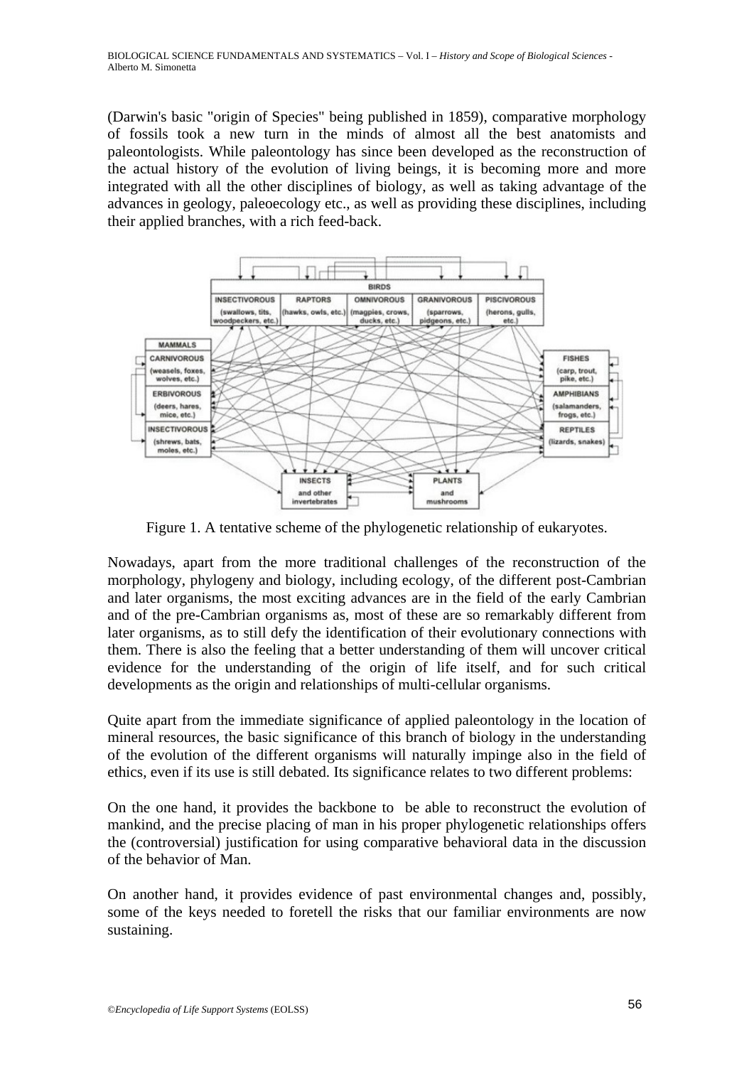(Darwin's basic "origin of Species" being published in 1859), comparative morphology of fossils took a new turn in the minds of almost all the best anatomists and paleontologists. While paleontology has since been developed as the reconstruction of the actual history of the evolution of living beings, it is becoming more and more integrated with all the other disciplines of biology, as well as taking advantage of the advances in geology, paleoecology etc., as well as providing these disciplines, including their applied branches, with a rich feed-back.

Figure 1. A tentative scheme of the phylogenetic relationship of eukaryotes.

Nowadays, apart from the more traditional challenges of the reconstruction of the morphology, phylogeny and biology, including ecology, of the different post-Cambrian and later organisms, the most exciting advances are in the field of the early Cambrian and of the pre-Cambrian organisms as, most of these are so remarkably different from later organisms, as to still defy the identification of their evolutionary connections with them. There is also the feeling that a better understanding of them will uncover critical evidence for the understanding of the origin of life itself, and for such critical developments as the origin and relationships of multi-cellular organisms.

Quite apart from the immediate significance of applied paleontology in the location of mineral resources, the basic significance of this branch of biology in the understanding of the evolution of the different organisms will naturally impinge also in the field of ethics, even if its use is still debated. Its significance relates to two different problems:

On the one hand, it provides the backbone to be able to reconstruct the evolution of mankind, and the precise placing of man in his proper phylogenetic relationships offers the (controversial) justification for using comparative behavioral data in the discussion of the behavior of Man.

On another hand, it provides evidence of past environmental changes and, possibly, some of the keys needed to foretell the risks that our familiar environments are now sustaining.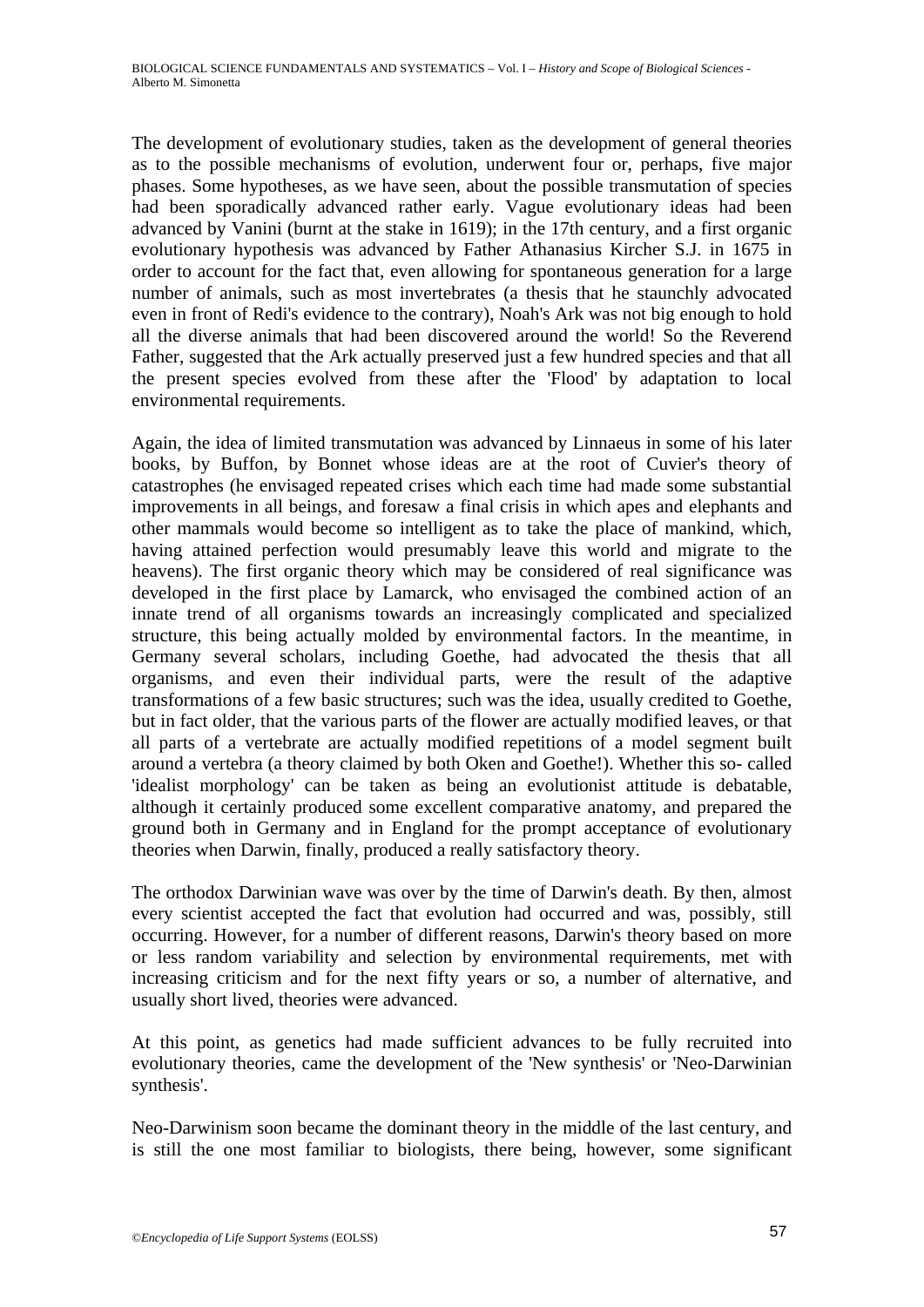The development of evolutionary studies, taken as the development of general theories as to the possible mechanisms of evolution, underwent four or, perhaps, five major phases. Some hypotheses, as we have seen, about the possible transmutation of species had been sporadically advanced rather early. Vague evolutionary ideas had been advanced by Vanini (burnt at the stake in 1619); in the 17th century, and a first organic evolutionary hypothesis was advanced by Father Athanasius Kircher S.J. in 1675 in order to account for the fact that, even allowing for spontaneous generation for a large number of animals, such as most invertebrates (a thesis that he staunchly advocated even in front of Redi's evidence to the contrary), Noah's Ark was not big enough to hold all the diverse animals that had been discovered around the world! So the Reverend Father, suggested that the Ark actually preserved just a few hundred species and that all the present species evolved from these after the 'Flood' by adaptation to local environmental requirements.

Again, the idea of limited transmutation was advanced by Linnaeus in some of his later books, by Buffon, by Bonnet whose ideas are at the root of Cuvier's theory of catastrophes (he envisaged repeated crises which each time had made some substantial improvements in all beings, and foresaw a final crisis in which apes and elephants and other mammals would become so intelligent as to take the place of mankind, which, having attained perfection would presumably leave this world and migrate to the heavens). The first organic theory which may be considered of real significance was developed in the first place by Lamarck, who envisaged the combined action of an innate trend of all organisms towards an increasingly complicated and specialized structure, this being actually molded by environmental factors. In the meantime, in Germany several scholars, including Goethe, had advocated the thesis that all organisms, and even their individual parts, were the result of the adaptive transformations of a few basic structures; such was the idea, usually credited to Goethe, but in fact older, that the various parts of the flower are actually modified leaves, or that all parts of a vertebrate are actually modified repetitions of a model segment built around a vertebra (a theory claimed by both Oken and Goethe!). Whether this so- called 'idealist morphology' can be taken as being an evolutionist attitude is debatable, although it certainly produced some excellent comparative anatomy, and prepared the ground both in Germany and in England for the prompt acceptance of evolutionary theories when Darwin, finally, produced a really satisfactory theory.

The orthodox Darwinian wave was over by the time of Darwin's death. By then, almost every scientist accepted the fact that evolution had occurred and was, possibly, still occurring. However, for a number of different reasons, Darwin's theory based on more or less random variability and selection by environmental requirements, met with increasing criticism and for the next fifty years or so, a number of alternative, and usually short lived, theories were advanced.

At this point, as genetics had made sufficient advances to be fully recruited into evolutionary theories, came the development of the 'New synthesis' or 'Neo-Darwinian synthesis'.

Neo-Darwinism soon became the dominant theory in the middle of the last century, and is still the one most familiar to biologists, there being, however, some significant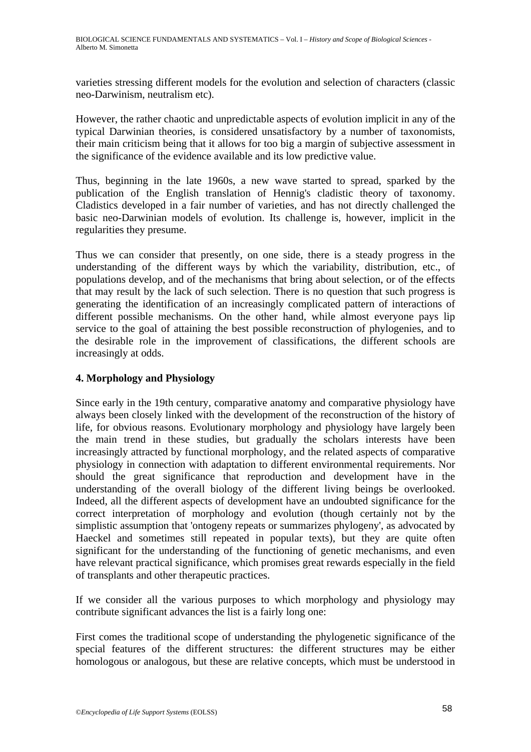varieties stressing different models for the evolution and selection of characters (classic neo-Darwinism, neutralism etc).

However, the rather chaotic and unpredictable aspects of evolution implicit in any of the typical Darwinian theories, is considered unsatisfactory by a number of taxonomists, their main criticism being that it allows for too big a margin of subjective assessment in the significance of the evidence available and its low predictive value.

Thus, beginning in the late 1960s, a new wave started to spread, sparked by the publication of the English translation of Hennig's cladistic theory of taxonomy. Cladistics developed in a fair number of varieties, and has not directly challenged the basic neo-Darwinian models of evolution. Its challenge is, however, implicit in the regularities they presume.

Thus we can consider that presently, on one side, there is a steady progress in the understanding of the different ways by which the variability, distribution, etc., of populations develop, and of the mechanisms that bring about selection, or of the effects that may result by the lack of such selection. There is no question that such progress is generating the identification of an increasingly complicated pattern of interactions of different possible mechanisms. On the other hand, while almost everyone pays lip service to the goal of attaining the best possible reconstruction of phylogenies, and to the desirable role in the improvement of classifications, the different schools are increasingly at odds.

## 4. Morphology and Physiology

Since early in the 19th century, comparative anatomy and comparative physiology have always been closely linked with the development of the reconstruction of the history of life, for obvious reasons. Evolutionary morphology and physiology have largely been the main trend in these studies, but gradually the scholars interests have been increasingly attracted by functional morphology, and the related aspects of comparative physiology in connection with adaptation to different environmental requirements. Nor should the great significance that reproduction and development have in the understanding of the overall biology of the different living beings be overlooked. Indeed, all the different aspects of development have an undoubted significance for the correct interpretation of morphology and evolution (though certainly not by the simplistic assumption that 'ontogeny repeats or summarizes phylogeny', as advocated by Haeckel and sometimes still repeated in popular texts), but they are quite often significant for the understanding of the functioning of genetic mechanisms, and even have relevant practical significance, which promises great rewards especially in the field of transplants and other therapeutic practices.

If we consider all the various purposes to which morphology and physiology may contribute significant advances the list is a fairly long one:

First comes the traditional scope of understanding the phylogenetic significance of the special features of the different structures: the different structures may be either homologous or analogous, but these are relative concepts, which must be understood in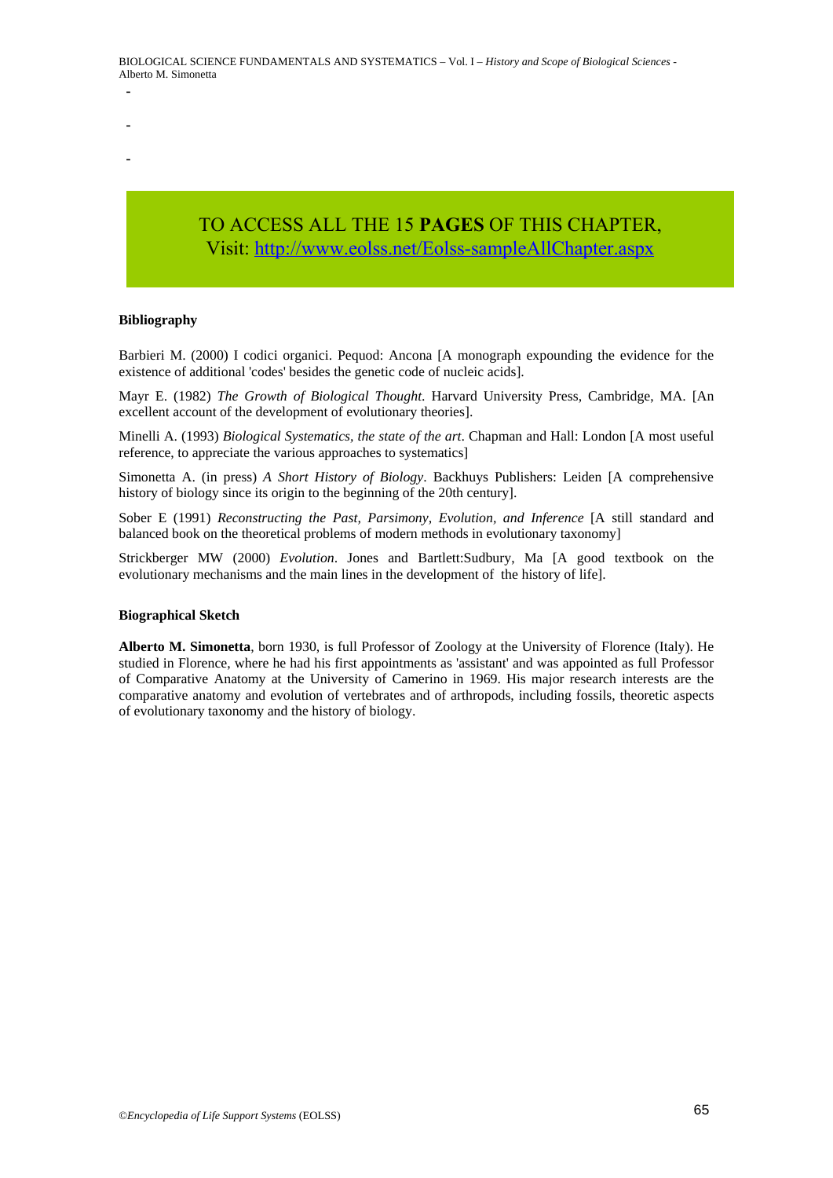-

-

-

TO ACCESS ALL THE 15 **PAGES** OF THIS CHAPTER,
Visit: http://www.eolss.net/Eolss-sampleAllChapter.aspx

**Bibliography**

Barbieri M. (2000) I codici organici. Pequod: Ancona [A monograph expounding the evidence for the existence of additional 'codes' besides the genetic code of nucleic acids].

Mayr E. (1982) *The Growth of Biological Thought*. Harvard University Press, Cambridge, MA. [An excellent account of the development of evolutionary theories].

Minelli A. (1993) *Biological Systematics, the state of the art*. Chapman and Hall: London [A most useful reference, to appreciate the various approaches to systematics]

Simonetta A. (in press) *A Short History of Biology*. Backhuys Publishers: Leiden [A comprehensive history of biology since its origin to the beginning of the 20th century].

Sober E (1991) *Reconstructing the Past, Parsimony, Evolution, and Inference* [A still standard and balanced book on the theoretical problems of modern methods in evolutionary taxonomy]

Strickberger MW (2000) *Evolution*. Jones and Bartlett:Sudbury, Ma [A good textbook on the evolutionary mechanisms and the main lines in the development of the history of life].

**Biographical Sketch**

**Alberto M. Simonetta**, born 1930, is full Professor of Zoology at the University of Florence (Italy). He studied in Florence, where he had his first appointments as 'assistant' and was appointed as full Professor of Comparative Anatomy at the University of Camerino in 1969. His major research interests are the comparative anatomy and evolution of vertebrates and of arthropods, including fossils, theoretic aspects of evolutionary taxonomy and the history of biology.